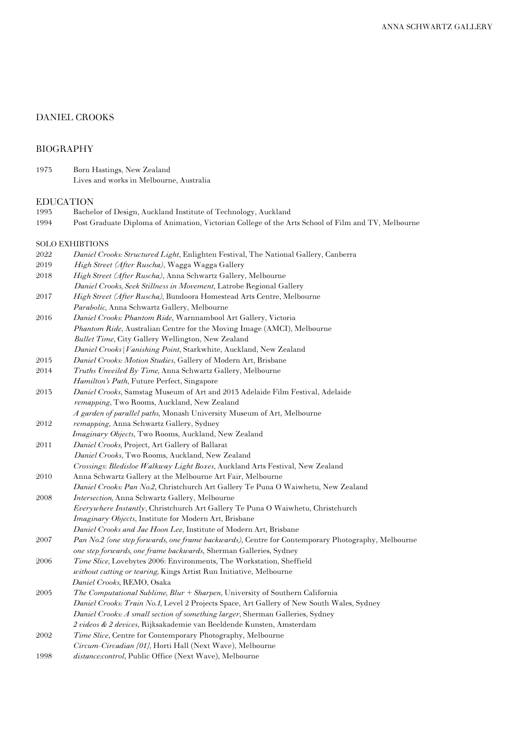# DANIEL CROOKS

## BIOGRAPHY

| | |
|---|---|
| 1973 | Born Hastings, New Zealand<br>Lives and works in Melbourne, Australia |

## EDUCATION

| | |
|---|---|
| 1993 | Bachelor of Design, Auckland Institute of Technology, Auckland |
| 1994 | Post Graduate Diploma of Animation, Victorian College of the Arts School of Film and TV, Melbourne |

## SOLO EXHBITIONS

| | |
|---|---|
| 2022 | *Daniel Crooks: Structured Light*, Enlighten Festival, The National Gallery, Canberra |
| 2019 | *High Street (After Ruscha)*, Wagga Wagga Gallery |
| 2018 | *High Street (After Ruscha)*, Anna Schwartz Gallery, Melbourne<br>*Daniel Crooks, Seek Stillness in Movement*, Latrobe Regional Gallery |
| 2017 | *High Street (After Ruscha)*, Bundoora Homestead Arts Centre, Melbourne<br>*Parabolic,* Anna Schwartz Gallery, Melbourne |
| 2016 | *Daniel Crooks: Phantom Ride*, Warnnambool Art Gallery, Victoria<br>*Phantom Ride*, Australian Centre for the Moving Image (AMCI), Melbourne<br>*Bullet Time*, City Gallery Wellington, New Zealand<br>*Daniel Crooks / Vanishing Point*, Starkwhite, Auckland, New Zealand |
| 2015 | *Daniel Crooks: Motion Studies*, Gallery of Modern Art, Brisbane |
| 2014 | *Truths Unveiled By Time*, Anna Schwartz Gallery, Melbourne<br>*Hamilton's Path*, Future Perfect, Singapore |
| 2013 | *Daniel Crooks*, Samstag Museum of Art and 2013 Adelaide Film Festival, Adelaide<br>*remapping*, Two Rooms, Auckland, New Zealand<br>*A garden of parallel paths*, Monash University Museum of Art, Melbourne |
| 2012 | *remapping*, Anna Schwartz Gallery, Sydney<br>*Imaginary Objects*, Two Rooms, Auckland, New Zealand |
| 2011 | *Daniel Crooks*, Project, Art Gallery of Ballarat<br>*Daniel Crooks*, Two Rooms, Auckland, New Zealand<br>*Crossings*: *Bledisloe Walkway Light Boxes*, Auckland Arts Festival, New Zealand |
| 2010 | Anna Schwartz Gallery at the Melbourne Art Fair, Melbourne<br>*Daniel Crooks: Pan No.2*, Christchurch Art Gallery Te Puna O Waiwhetu, New Zealand |
| 2008 | *Intersection,* Anna Schwartz Gallery, Melbourne<br>*Everywhere Instantly*, Christchurch Art Gallery Te Puna O Waiwhetu, Christchurch<br>*Imaginary Objects*, Institute for Modern Art, Brisbane<br>*Daniel Crooks and Jae Hoon Lee*, Institute of Modern Art, Brisbane |
| 2007 | *Pan No.2 (one step forwards, one frame backwards)*, Centre for Contemporary Photography, Melbourne<br>*one step forwards, one frame backwards*, Sherman Galleries, Sydney |
| 2006 | *Time Slice,* Lovebytes 2006: Environments, The Workstation, Sheffield<br>*without cutting or tearing*, Kings Artist Run Initiative, Melbourne<br>*Daniel Crooks*, REMO, Osaka |
| 2005 | *The Computational Sublime, Blur + Sharpen*, University of Southern California<br>*Daniel Crooks: Train No.1*, Level 2 Projects Space, Art Gallery of New South Wales, Sydney<br>*Daniel Crooks: A small section of something larger*, Sherman Galleries, Sydney<br>*2 videos & 2 devices*, Rijksakademie van Beeldende Kunsten, Amsterdam |
| 2002 | *Time Slice*, Centre for Contemporary Photography, Melbourne<br>*Circum-Circadian [01],* Horti Hall (Next Wave), Melbourne |
| 1998 | *distance:control*, Public Office (Next Wave), Melbourne |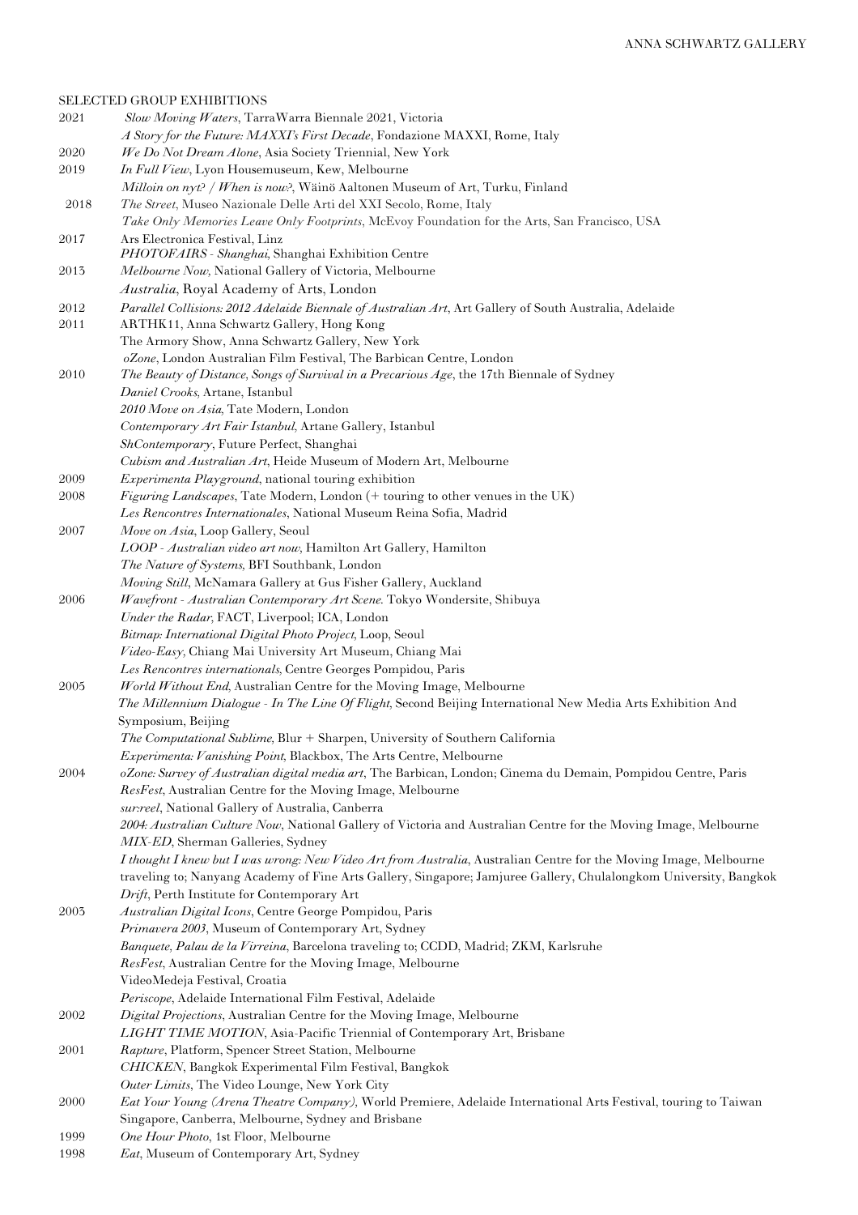SELECTED GROUP EXHIBITIONS

2021 *Slow Moving Waters*, TarraWarra Biennale 2021, Victoria
*A Story for the Future: MAXXI's First Decade*, Fondazione MAXXI, Rome, Italy

2020 *We Do Not Dream Alone*, Asia Society Triennial, New York

2019 *In Full View*, Lyon Housemuseum, Kew, Melbourne
*Milloin on nyt? / When is now?*, Wäinö Aaltonen Museum of Art, Turku, Finland

2018 *The Street*, Museo Nazionale Delle Arti del XXI Secolo, Rome, Italy
*Take Only Memories Leave Only Footprints*, McEvoy Foundation for the Arts, San Francisco, USA

2017 Ars Electronica Festival, Linz
*PHOTOFAIRS - Shanghai*, Shanghai Exhibition Centre

2013 *Melbourne Now*, National Gallery of Victoria, Melbourne
*Australia*, Royal Academy of Arts, London

2012 *Parallel Collisions: 2012 Adelaide Biennale of Australian Art*, Art Gallery of South Australia, Adelaide

2011 ARTHK11, Anna Schwartz Gallery, Hong Kong
The Armory Show, Anna Schwartz Gallery, New York
*oZone*, London Australian Film Festival, The Barbican Centre, London

2010 *The Beauty of Distance, Songs of Survival in a Precarious Age*, the 17th Biennale of Sydney
*Daniel Crooks*, Artane, Istanbul
*2010 Move on Asia*, Tate Modern, London
*Contemporary Art Fair Istanbul*, Artane Gallery, Istanbul
*ShContemporary*, Future Perfect, Shanghai
*Cubism and Australian Art*, Heide Museum of Modern Art, Melbourne

2009 *Experimenta Playground*, national touring exhibition

2008 *Figuring Landscapes*, Tate Modern, London (+ touring to other venues in the UK)
*Les Rencontres Internationales*, National Museum Reina Sofia, Madrid

2007 *Move on Asia*, Loop Gallery, Seoul
*LOOP - Australian video art now*, Hamilton Art Gallery, Hamilton
*The Nature of Systems*, BFI Southbank, London
*Moving Still*, McNamara Gallery at Gus Fisher Gallery, Auckland

2006 *Wavefront - Australian Contemporary Art Scene*. Tokyo Wondersite, Shibuya
*Under the Radar*, FACT, Liverpool; ICA, London
*Bitmap: International Digital Photo Project*, Loop, Seoul
*Video-Easy*, Chiang Mai University Art Museum, Chiang Mai
*Les Rencontres internationals*, Centre Georges Pompidou, Paris

2005 *World Without End*, Australian Centre for the Moving Image, Melbourne
*The Millennium Dialogue - In The Line Of Flight*, Second Beijing International New Media Arts Exhibition And Symposium, Beijing
*The Computational Sublime*, Blur + Sharpen, University of Southern California
*Experimenta: Vanishing Point*, Blackbox, The Arts Centre, Melbourne

2004 *oZone: Survey of Australian digital media art*, The Barbican, London; Cinema du Demain, Pompidou Centre, Paris
*ResFest*, Australian Centre for the Moving Image, Melbourne
*sur:reel*, National Gallery of Australia, Canberra
*2004: Australian Culture Now*, National Gallery of Victoria and Australian Centre for the Moving Image, Melbourne
*MIX-ED*, Sherman Galleries, Sydney
*I thought I knew but I was wrong: New Video Art from Australia*, Australian Centre for the Moving Image, Melbourne traveling to; Nanyang Academy of Fine Arts Gallery, Singapore; Jamjuree Gallery, Chulalongkom University, Bangkok
*Drift*, Perth Institute for Contemporary Art

2003 *Australian Digital Icons*, Centre George Pompidou, Paris
*Primavera 2003*, Museum of Contemporary Art, Sydney
*Banquete, Palau de la Virreina*, Barcelona traveling to; CCDD, Madrid; ZKM, Karlsruhe
*ResFest*, Australian Centre for the Moving Image, Melbourne
VideoMedeja Festival, Croatia
*Periscope*, Adelaide International Film Festival, Adelaide

2002 *Digital Projections*, Australian Centre for the Moving Image, Melbourne
*LIGHT TIME MOTION*, Asia-Pacific Triennial of Contemporary Art, Brisbane

2001 *Rapture*, Platform, Spencer Street Station, Melbourne
*CHICKEN*, Bangkok Experimental Film Festival, Bangkok
*Outer Limits*, The Video Lounge, New York City

2000 *Eat Your Young (Arena Theatre Company)*, World Premiere, Adelaide International Arts Festival, touring to Taiwan Singapore, Canberra, Melbourne, Sydney and Brisbane

1999 *One Hour Photo*, 1st Floor, Melbourne

1998 *Eat*, Museum of Contemporary Art, Sydney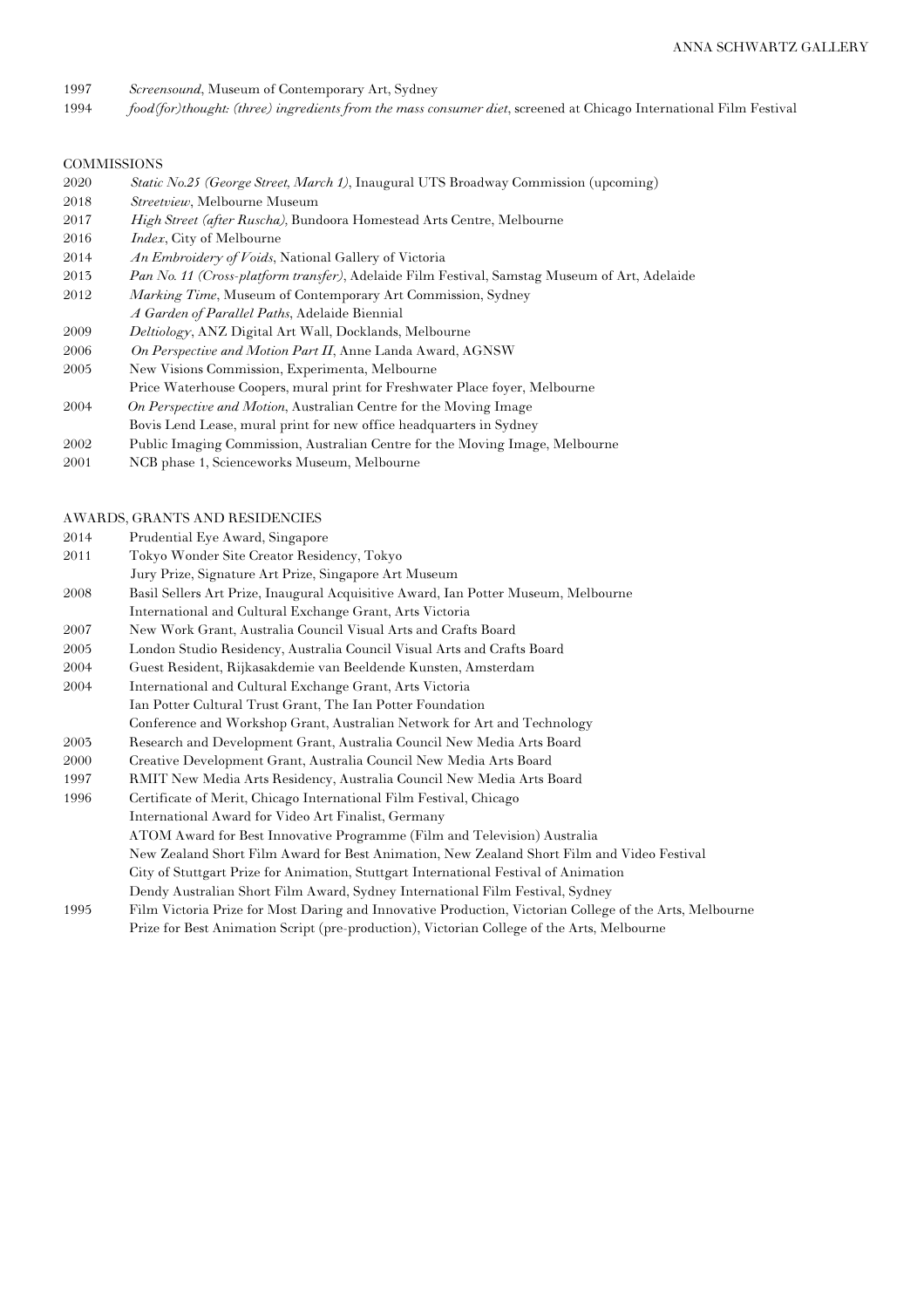1997 *Screensound*, Museum of Contemporary Art, Sydney
1994 *food(for)thought: (three) ingredients from the mass consumer diet*, screened at Chicago International Film Festival

## COMMISSIONS

| | |
|---|---|
| 2020 | *Static No.25 (George Street, March 1)*, Inaugural UTS Broadway Commission (upcoming) |
| 2018 | *Streetview*, Melbourne Museum |
| 2017 | *High Street (after Ruscha),* Bundoora Homestead Arts Centre, Melbourne |
| 2016 | *Index*, City of Melbourne |
| 2014 | *An Embroidery of Voids*, National Gallery of Victoria |
| 2013 | *Pan No. 11 (Cross-platform transfer)*, Adelaide Film Festival, Samstag Museum of Art, Adelaide |
| 2012 | *Marking Time*, Museum of Contemporary Art Commission, Sydney |
| | *A Garden of Parallel Paths*, Adelaide Biennial |
| 2009 | *Deltiology*, ANZ Digital Art Wall, Docklands, Melbourne |
| 2006 | *On Perspective and Motion Part II*, Anne Landa Award, AGNSW |
| 2005 | New Visions Commission, Experimenta, Melbourne |
| | Price Waterhouse Coopers, mural print for Freshwater Place foyer, Melbourne |
| 2004 | *On Perspective and Motion*, Australian Centre for the Moving Image |
| | Bovis Lend Lease, mural print for new office headquarters in Sydney |
| 2002 | Public Imaging Commission, Australian Centre for the Moving Image, Melbourne |
| 2001 | NCB phase 1, Scienceworks Museum, Melbourne |

## AWARDS, GRANTS AND RESIDENCIES

| | |
|---|---|
| 2014 | Prudential Eye Award, Singapore |
| 2011 | Tokyo Wonder Site Creator Residency, Tokyo |
| | Jury Prize, Signature Art Prize, Singapore Art Museum |
| 2008 | Basil Sellers Art Prize, Inaugural Acquisitive Award, Ian Potter Museum, Melbourne |
| | International and Cultural Exchange Grant, Arts Victoria |
| 2007 | New Work Grant, Australia Council Visual Arts and Crafts Board |
| 2005 | London Studio Residency, Australia Council Visual Arts and Crafts Board |
| 2004 | Guest Resident, Rijkasakdemie van Beeldende Kunsten, Amsterdam |
| 2004 | International and Cultural Exchange Grant, Arts Victoria |
| | Ian Potter Cultural Trust Grant, The Ian Potter Foundation |
| | Conference and Workshop Grant, Australian Network for Art and Technology |
| 2003 | Research and Development Grant, Australia Council New Media Arts Board |
| 2000 | Creative Development Grant, Australia Council New Media Arts Board |
| 1997 | RMIT New Media Arts Residency, Australia Council New Media Arts Board |
| 1996 | Certificate of Merit, Chicago International Film Festival, Chicago |
| | International Award for Video Art Finalist, Germany |
| | ATOM Award for Best Innovative Programme (Film and Television) Australia |
| | New Zealand Short Film Award for Best Animation, New Zealand Short Film and Video Festival |
| | City of Stuttgart Prize for Animation, Stuttgart International Festival of Animation |
| | Dendy Australian Short Film Award, Sydney International Film Festival, Sydney |
| 1995 | Film Victoria Prize for Most Daring and Innovative Production, Victorian College of the Arts, Melbourne |
| | Prize for Best Animation Script (pre-production), Victorian College of the Arts, Melbourne |